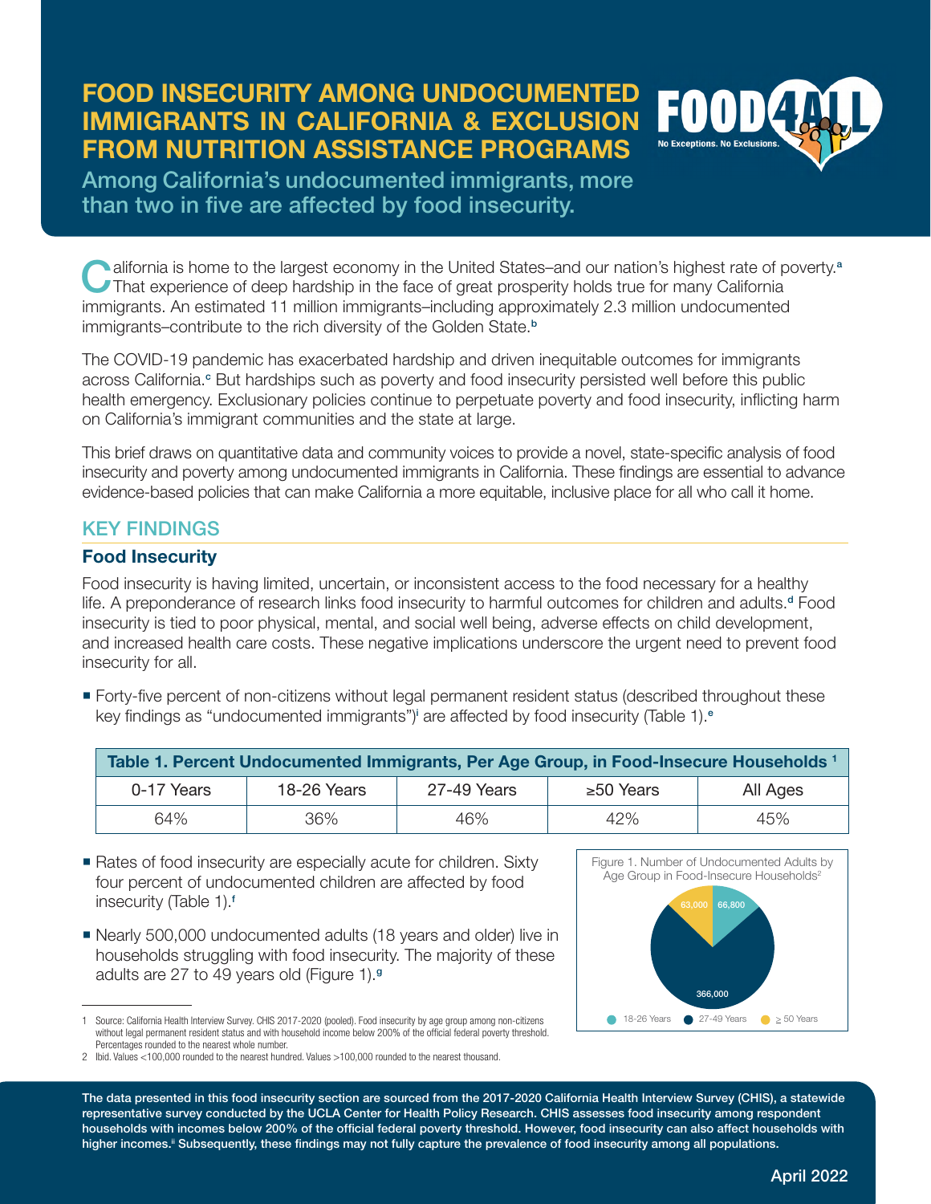# FOOD INSECURITY AMONG UNDOCUMENTED IMMIGRANTS IN CALIFORNIA & EXCLUSION FROM NUTRITION ASSISTANCE PROGRAMS

FOOD4ALL — No Exceptions. No Exclusions.

Among California's undocumented immigrants, more than two in five are affected by food insecurity.

California is home to the largest economy in the United States–and our nation's highest rate of poverty.[a] That experience of deep hardship in the face of great prosperity holds true for many California immigrants. An estimated 11 million immigrants–including approximately 2.3 million undocumented immigrants–contribute to the rich diversity of the Golden State.[b]

The COVID-19 pandemic has exacerbated hardship and driven inequitable outcomes for immigrants across California.[c] But hardships such as poverty and food insecurity persisted well before this public health emergency. Exclusionary policies continue to perpetuate poverty and food insecurity, inflicting harm on California's immigrant communities and the state at large.

This brief draws on quantitative data and community voices to provide a novel, state-specific analysis of food insecurity and poverty among undocumented immigrants in California. These findings are essential to advance evidence-based policies that can make California a more equitable, inclusive place for all who call it home.

## KEY FINDINGS

### Food Insecurity

Food insecurity is having limited, uncertain, or inconsistent access to the food necessary for a healthy life. A preponderance of research links food insecurity to harmful outcomes for children and adults.[d] Food insecurity is tied to poor physical, mental, and social well being, adverse effects on child development, and increased health care costs. These negative implications underscore the urgent need to prevent food insecurity for all.

- Forty-five percent of non-citizens without legal permanent resident status (described throughout these key findings as "undocumented immigrants")[i] are affected by food insecurity (Table 1).[e]

**Table 1. Percent Undocumented Immigrants, Per Age Group, in Food-Insecure Households [1]**

| 0-17 Years | 18-26 Years | 27-49 Years | ≥50 Years | All Ages |
|---|---|---|---|---|
| 64% | 36% | 46% | 42% | 45% |

- Rates of food insecurity are especially acute for children. Sixty four percent of undocumented children are affected by food insecurity (Table 1).[f]

- Nearly 500,000 undocumented adults (18 years and older) live in households struggling with food insecurity. The majority of these adults are 27 to 49 years old (Figure 1).[g]

Figure 1. Number of Undocumented Adults by Age Group in Food-Insecure Households[2]

| Age Group | Number |
|---|---|
| 18-26 Years | 66,800 |
| 27-49 Years | 366,000 |
| ≥ 50 Years | 63,000 |

1 Source: California Health Interview Survey. CHIS 2017-2020 (pooled). Food insecurity by age group among non-citizens without legal permanent resident status and with household income below 200% of the official federal poverty threshold. Percentages rounded to the nearest whole number.

2 Ibid. Values <100,000 rounded to the nearest hundred. Values >100,000 rounded to the nearest thousand.

**The data presented in this food insecurity section are sourced from the 2017-2020 California Health Interview Survey (CHIS), a statewide representative survey conducted by the UCLA Center for Health Policy Research. CHIS assesses food insecurity among respondent households with incomes below 200% of the official federal poverty threshold. However, food insecurity can also affect households with higher incomes.[ii] Subsequently, these findings may not fully capture the prevalence of food insecurity among all populations.**

April 2022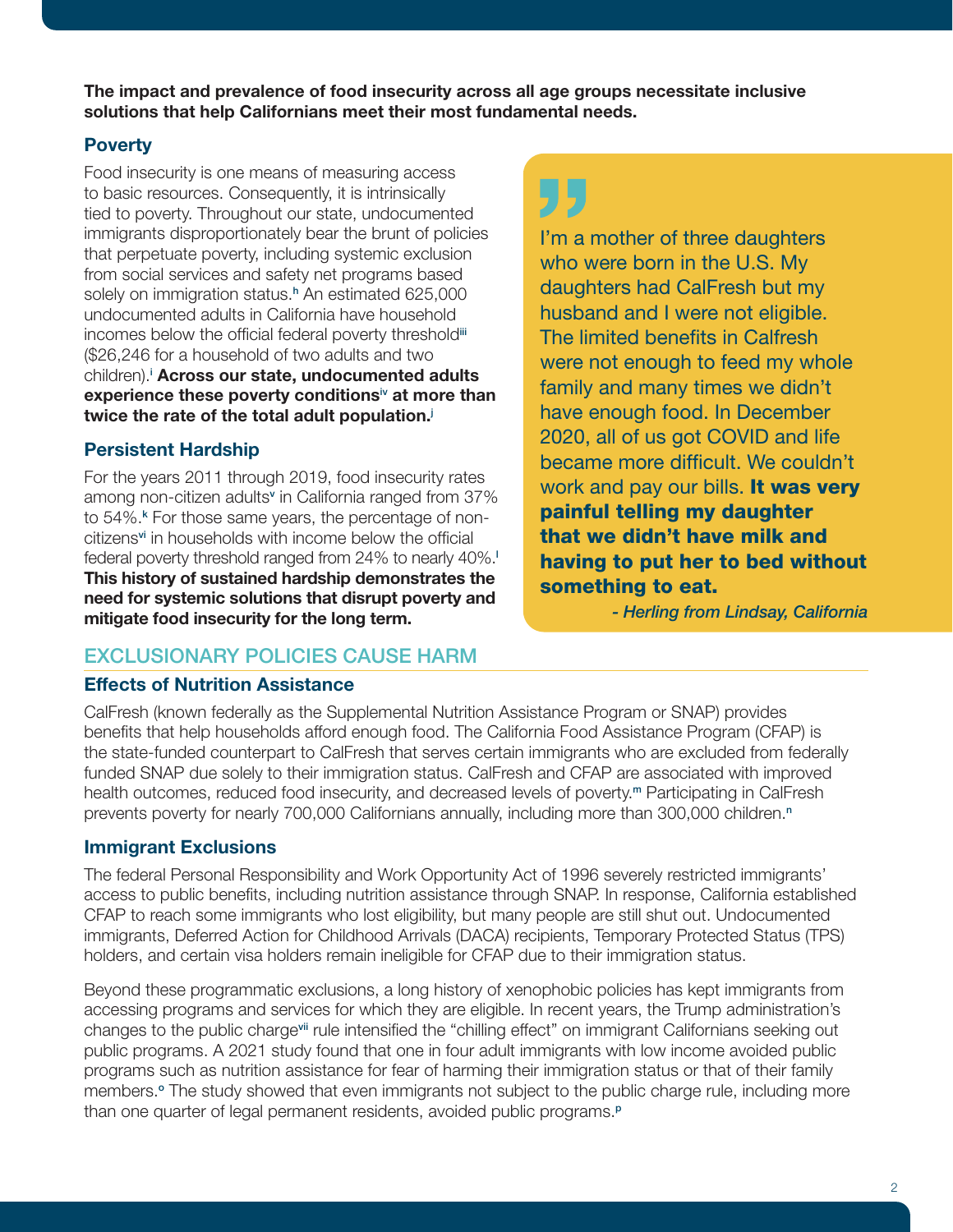**The impact and prevalence of food insecurity across all age groups necessitate inclusive solutions that help Californians meet their most fundamental needs.**

### Poverty

Food insecurity is one means of measuring access to basic resources. Consequently, it is intrinsically tied to poverty. Throughout our state, undocumented immigrants disproportionately bear the brunt of policies that perpetuate poverty, including systemic exclusion from social services and safety net programs based solely on immigration status.[h] An estimated 625,000 undocumented adults in California have household incomes below the official federal poverty threshold[iii] ($26,246 for a household of two adults and two children).[i] **Across our state, undocumented adults experience these poverty conditions[iv] at more than twice the rate of the total adult population.[j]**

### Persistent Hardship

For the years 2011 through 2019, food insecurity rates among non-citizen adults[v] in California ranged from 37% to 54%.[k] For those same years, the percentage of non-citizens[vi] in households with income below the official federal poverty threshold ranged from 24% to nearly 40%.[l] **This history of sustained hardship demonstrates the need for systemic solutions that disrupt poverty and mitigate food insecurity for the long term.**

> I'm a mother of three daughters who were born in the U.S. My daughters had CalFresh but my husband and I were not eligible. The limited benefits in Calfresh were not enough to feed my whole family and many times we didn't have enough food. In December 2020, all of us got COVID and life became more difficult. We couldn't work and pay our bills. **It was very painful telling my daughter that we didn't have milk and having to put her to bed without something to eat.**
>
> *- Herling from Lindsay, California*

## EXCLUSIONARY POLICIES CAUSE HARM

### Effects of Nutrition Assistance

CalFresh (known federally as the Supplemental Nutrition Assistance Program or SNAP) provides benefits that help households afford enough food. The California Food Assistance Program (CFAP) is the state-funded counterpart to CalFresh that serves certain immigrants who are excluded from federally funded SNAP due solely to their immigration status. CalFresh and CFAP are associated with improved health outcomes, reduced food insecurity, and decreased levels of poverty.[m] Participating in CalFresh prevents poverty for nearly 700,000 Californians annually, including more than 300,000 children.[n]

### Immigrant Exclusions

The federal Personal Responsibility and Work Opportunity Act of 1996 severely restricted immigrants' access to public benefits, including nutrition assistance through SNAP. In response, California established CFAP to reach some immigrants who lost eligibility, but many people are still shut out. Undocumented immigrants, Deferred Action for Childhood Arrivals (DACA) recipients, Temporary Protected Status (TPS) holders, and certain visa holders remain ineligible for CFAP due to their immigration status.

Beyond these programmatic exclusions, a long history of xenophobic policies has kept immigrants from accessing programs and services for which they are eligible. In recent years, the Trump administration's changes to the public charge[vii] rule intensified the "chilling effect" on immigrant Californians seeking out public programs. A 2021 study found that one in four adult immigrants with low income avoided public programs such as nutrition assistance for fear of harming their immigration status or that of their family members.[o] The study showed that even immigrants not subject to the public charge rule, including more than one quarter of legal permanent residents, avoided public programs.[p]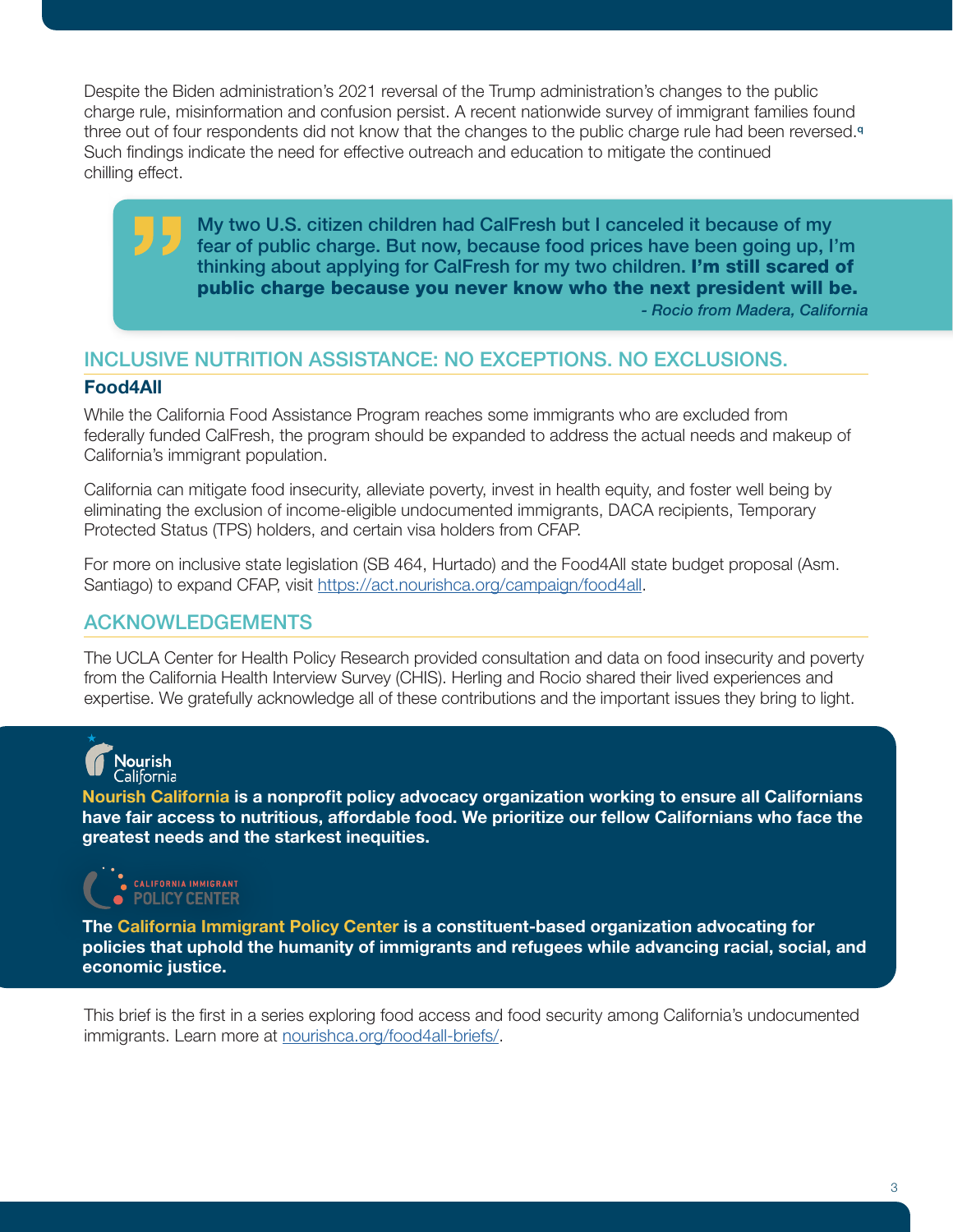Despite the Biden administration's 2021 reversal of the Trump administration's changes to the public charge rule, misinformation and confusion persist. A recent nationwide survey of immigrant families found three out of four respondents did not know that the changes to the public charge rule had been reversed.[q] Such findings indicate the need for effective outreach and education to mitigate the continued chilling effect.

> My two U.S. citizen children had CalFresh but I canceled it because of my fear of public charge. But now, because food prices have been going up, I'm thinking about applying for CalFresh for my two children. **I'm still scared of public charge because you never know who the next president will be.**
>
> *- Rocio from Madera, California*

## INCLUSIVE NUTRITION ASSISTANCE: NO EXCEPTIONS. NO EXCLUSIONS.

### Food4All

While the California Food Assistance Program reaches some immigrants who are excluded from federally funded CalFresh, the program should be expanded to address the actual needs and makeup of California's immigrant population.

California can mitigate food insecurity, alleviate poverty, invest in health equity, and foster well being by eliminating the exclusion of income-eligible undocumented immigrants, DACA recipients, Temporary Protected Status (TPS) holders, and certain visa holders from CFAP.

For more on inclusive state legislation (SB 464, Hurtado) and the Food4All state budget proposal (Asm. Santiago) to expand CFAP, visit https://act.nourishca.org/campaign/food4all.

## ACKNOWLEDGEMENTS

The UCLA Center for Health Policy Research provided consultation and data on food insecurity and poverty from the California Health Interview Survey (CHIS). Herling and Rocio shared their lived experiences and expertise. We gratefully acknowledge all of these contributions and the important issues they bring to light.

Nourish California

**Nourish California is a nonprofit policy advocacy organization working to ensure all Californians have fair access to nutritious, affordable food. We prioritize our fellow Californians who face the greatest needs and the starkest inequities.**

California Immigrant Policy Center

**The California Immigrant Policy Center is a constituent-based organization advocating for policies that uphold the humanity of immigrants and refugees while advancing racial, social, and economic justice.**

This brief is the first in a series exploring food access and food security among California's undocumented immigrants. Learn more at nourishca.org/food4all-briefs/.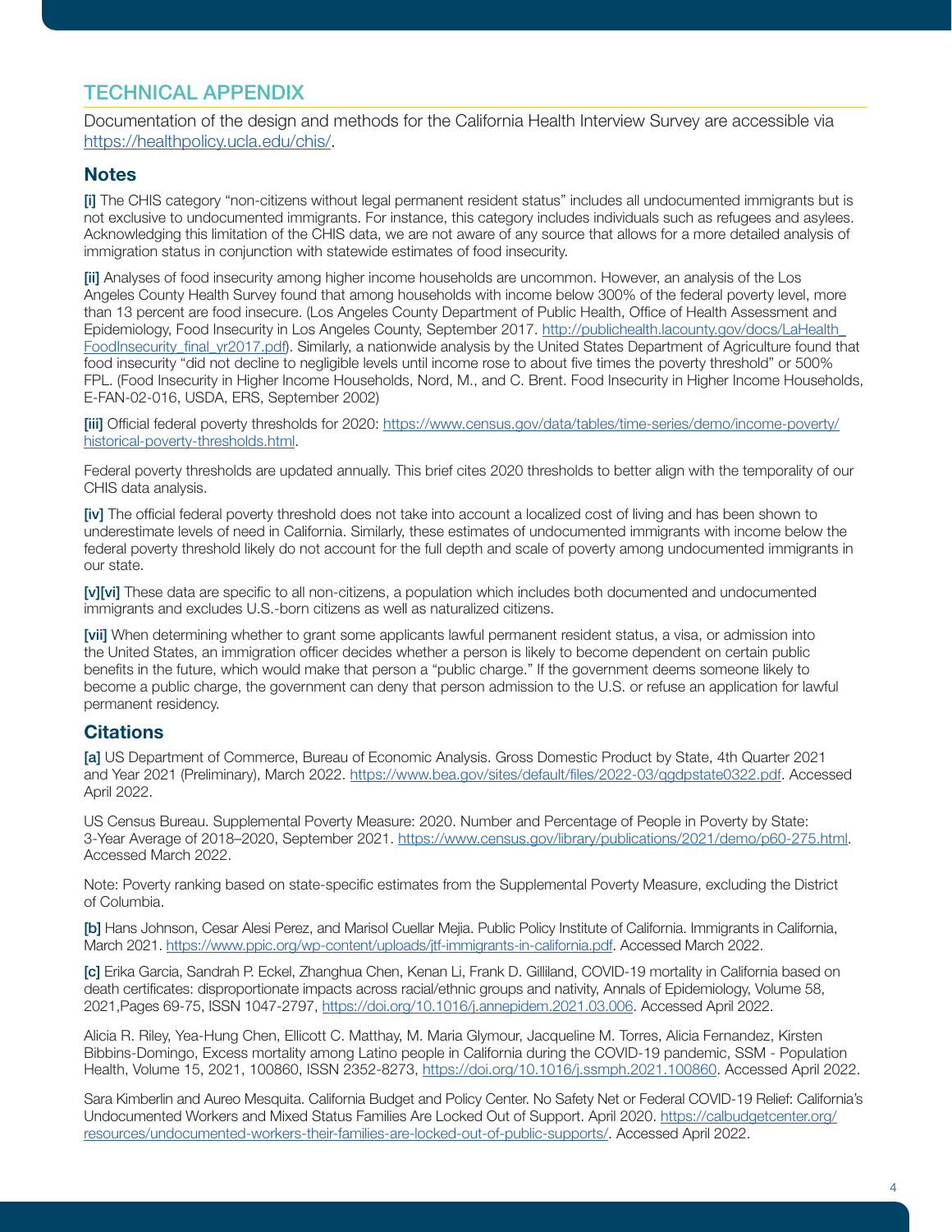## TECHNICAL APPENDIX

Documentation of the design and methods for the California Health Interview Survey are accessible via https://healthpolicy.ucla.edu/chis/.

### Notes

**[i]** The CHIS category "non-citizens without legal permanent resident status" includes all undocumented immigrants but is not exclusive to undocumented immigrants. For instance, this category includes individuals such as refugees and asylees. Acknowledging this limitation of the CHIS data, we are not aware of any source that allows for a more detailed analysis of immigration status in conjunction with statewide estimates of food insecurity.

**[ii]** Analyses of food insecurity among higher income households are uncommon. However, an analysis of the Los Angeles County Health Survey found that among households with income below 300% of the federal poverty level, more than 13 percent are food insecure. (Los Angeles County Department of Public Health, Office of Health Assessment and Epidemiology, Food Insecurity in Los Angeles County, September 2017. http://publichealth.lacounty.gov/docs/LaHealth_FoodInsecurity_final_yr2017.pdf). Similarly, a nationwide analysis by the United States Department of Agriculture found that food insecurity "did not decline to negligible levels until income rose to about five times the poverty threshold" or 500% FPL. (Food Insecurity in Higher Income Households, Nord, M., and C. Brent. Food Insecurity in Higher Income Households, E-FAN-02-016, USDA, ERS, September 2002)

**[iii]** Official federal poverty thresholds for 2020: https://www.census.gov/data/tables/time-series/demo/income-poverty/historical-poverty-thresholds.html.

Federal poverty thresholds are updated annually. This brief cites 2020 thresholds to better align with the temporality of our CHIS data analysis.

**[iv]** The official federal poverty threshold does not take into account a localized cost of living and has been shown to underestimate levels of need in California. Similarly, these estimates of undocumented immigrants with income below the federal poverty threshold likely do not account for the full depth and scale of poverty among undocumented immigrants in our state.

**[v][vi]** These data are specific to all non-citizens, a population which includes both documented and undocumented immigrants and excludes U.S.-born citizens as well as naturalized citizens.

**[vii]** When determining whether to grant some applicants lawful permanent resident status, a visa, or admission into the United States, an immigration officer decides whether a person is likely to become dependent on certain public benefits in the future, which would make that person a "public charge." If the government deems someone likely to become a public charge, the government can deny that person admission to the U.S. or refuse an application for lawful permanent residency.

### Citations

**[a]** US Department of Commerce, Bureau of Economic Analysis. Gross Domestic Product by State, 4th Quarter 2021 and Year 2021 (Preliminary), March 2022. https://www.bea.gov/sites/default/files/2022-03/qgdpstate0322.pdf. Accessed April 2022.

US Census Bureau. Supplemental Poverty Measure: 2020. Number and Percentage of People in Poverty by State: 3-Year Average of 2018–2020, September 2021. https://www.census.gov/library/publications/2021/demo/p60-275.html. Accessed March 2022.

Note: Poverty ranking based on state-specific estimates from the Supplemental Poverty Measure, excluding the District of Columbia.

**[b]** Hans Johnson, Cesar Alesi Perez, and Marisol Cuellar Mejia. Public Policy Institute of California. Immigrants in California, March 2021. https://www.ppic.org/wp-content/uploads/jtf-immigrants-in-california.pdf. Accessed March 2022.

**[c]** Erika Garcia, Sandrah P. Eckel, Zhanghua Chen, Kenan Li, Frank D. Gilliland, COVID-19 mortality in California based on death certificates: disproportionate impacts across racial/ethnic groups and nativity, Annals of Epidemiology, Volume 58, 2021,Pages 69-75, ISSN 1047-2797, https://doi.org/10.1016/j.annepidem.2021.03.006. Accessed April 2022.

Alicia R. Riley, Yea-Hung Chen, Ellicott C. Matthay, M. Maria Glymour, Jacqueline M. Torres, Alicia Fernandez, Kirsten Bibbins-Domingo, Excess mortality among Latino people in California during the COVID-19 pandemic, SSM - Population Health, Volume 15, 2021, 100860, ISSN 2352-8273, https://doi.org/10.1016/j.ssmph.2021.100860. Accessed April 2022.

Sara Kimberlin and Aureo Mesquita. California Budget and Policy Center. No Safety Net or Federal COVID-19 Relief: California's Undocumented Workers and Mixed Status Families Are Locked Out of Support. April 2020. https://calbudgetcenter.org/resources/undocumented-workers-their-families-are-locked-out-of-public-supports/. Accessed April 2022.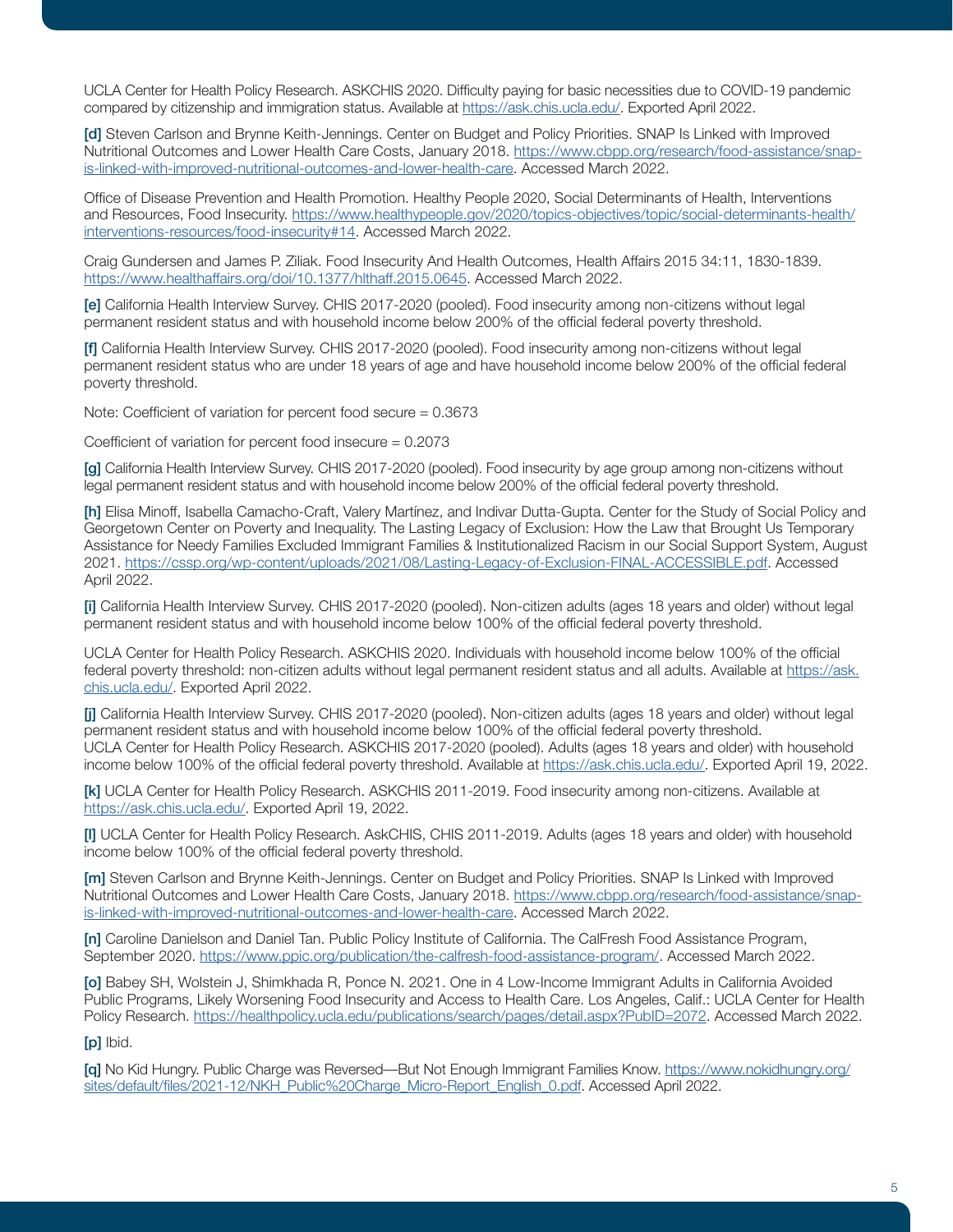UCLA Center for Health Policy Research. ASKCHIS 2020. Difficulty paying for basic necessities due to COVID-19 pandemic compared by citizenship and immigration status. Available at https://ask.chis.ucla.edu/. Exported April 2022.

**[d]** Steven Carlson and Brynne Keith-Jennings. Center on Budget and Policy Priorities. SNAP Is Linked with Improved Nutritional Outcomes and Lower Health Care Costs, January 2018. https://www.cbpp.org/research/food-assistance/snap-is-linked-with-improved-nutritional-outcomes-and-lower-health-care. Accessed March 2022.

Office of Disease Prevention and Health Promotion. Healthy People 2020, Social Determinants of Health, Interventions and Resources, Food Insecurity. https://www.healthypeople.gov/2020/topics-objectives/topic/social-determinants-health/interventions-resources/food-insecurity#14. Accessed March 2022.

Craig Gundersen and James P. Ziliak. Food Insecurity And Health Outcomes, Health Affairs 2015 34:11, 1830-1839. https://www.healthaffairs.org/doi/10.1377/hlthaff.2015.0645. Accessed March 2022.

**[e]** California Health Interview Survey. CHIS 2017-2020 (pooled). Food insecurity among non-citizens without legal permanent resident status and with household income below 200% of the official federal poverty threshold.

**[f]** California Health Interview Survey. CHIS 2017-2020 (pooled). Food insecurity among non-citizens without legal permanent resident status who are under 18 years of age and have household income below 200% of the official federal poverty threshold.

Note: Coefficient of variation for percent food secure = 0.3673

Coefficient of variation for percent food insecure = 0.2073

**[g]** California Health Interview Survey. CHIS 2017-2020 (pooled). Food insecurity by age group among non-citizens without legal permanent resident status and with household income below 200% of the official federal poverty threshold.

**[h]** Elisa Minoff, Isabella Camacho-Craft, Valery Martínez, and Indivar Dutta-Gupta. Center for the Study of Social Policy and Georgetown Center on Poverty and Inequality. The Lasting Legacy of Exclusion: How the Law that Brought Us Temporary Assistance for Needy Families Excluded Immigrant Families & Institutionalized Racism in our Social Support System, August 2021. https://cssp.org/wp-content/uploads/2021/08/Lasting-Legacy-of-Exclusion-FINAL-ACCESSIBLE.pdf. Accessed April 2022.

**[i]** California Health Interview Survey. CHIS 2017-2020 (pooled). Non-citizen adults (ages 18 years and older) without legal permanent resident status and with household income below 100% of the official federal poverty threshold.

UCLA Center for Health Policy Research. ASKCHIS 2020. Individuals with household income below 100% of the official federal poverty threshold: non-citizen adults without legal permanent resident status and all adults. Available at https://ask.chis.ucla.edu/. Exported April 2022.

**[j]** California Health Interview Survey. CHIS 2017-2020 (pooled). Non-citizen adults (ages 18 years and older) without legal permanent resident status and with household income below 100% of the official federal poverty threshold. UCLA Center for Health Policy Research. ASKCHIS 2017-2020 (pooled). Adults (ages 18 years and older) with household income below 100% of the official federal poverty threshold. Available at https://ask.chis.ucla.edu/. Exported April 19, 2022.

**[k]** UCLA Center for Health Policy Research. ASKCHIS 2011-2019. Food insecurity among non-citizens. Available at https://ask.chis.ucla.edu/. Exported April 19, 2022.

**[l]** UCLA Center for Health Policy Research. AskCHIS, CHIS 2011-2019. Adults (ages 18 years and older) with household income below 100% of the official federal poverty threshold.

**[m]** Steven Carlson and Brynne Keith-Jennings. Center on Budget and Policy Priorities. SNAP Is Linked with Improved Nutritional Outcomes and Lower Health Care Costs, January 2018. https://www.cbpp.org/research/food-assistance/snap-is-linked-with-improved-nutritional-outcomes-and-lower-health-care. Accessed March 2022.

**[n]** Caroline Danielson and Daniel Tan. Public Policy Institute of California. The CalFresh Food Assistance Program, September 2020. https://www.ppic.org/publication/the-calfresh-food-assistance-program/. Accessed March 2022.

**[o]** Babey SH, Wolstein J, Shimkhada R, Ponce N. 2021. One in 4 Low-Income Immigrant Adults in California Avoided Public Programs, Likely Worsening Food Insecurity and Access to Health Care. Los Angeles, Calif.: UCLA Center for Health Policy Research. https://healthpolicy.ucla.edu/publications/search/pages/detail.aspx?PubID=2072. Accessed March 2022.

**[p]** Ibid.

**[q]** No Kid Hungry. Public Charge was Reversed—But Not Enough Immigrant Families Know. https://www.nokidhungry.org/sites/default/files/2021-12/NKH_Public%20Charge_Micro-Report_English_0.pdf. Accessed April 2022.